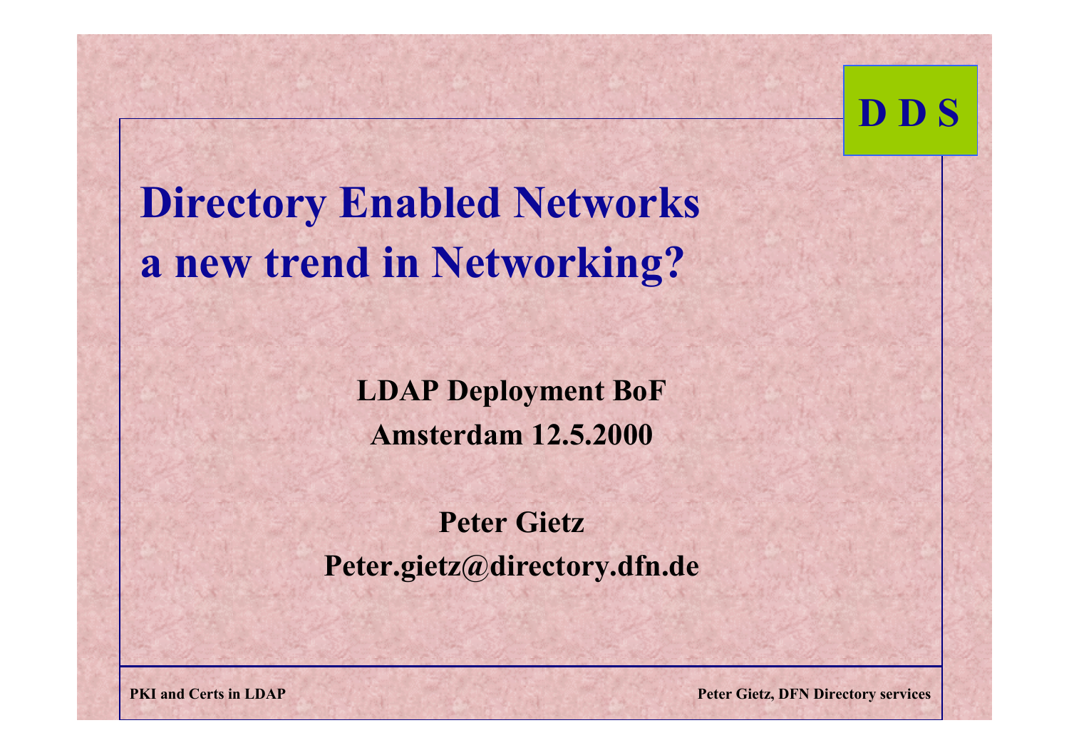D D S

# Directory Enabled Networks a new trend in Networking?

**LDAP Deployment BoF**

**Amsterdam 12.5.2000**

**Peter Gietz**

**Peter.gietz@directory.dfn.de**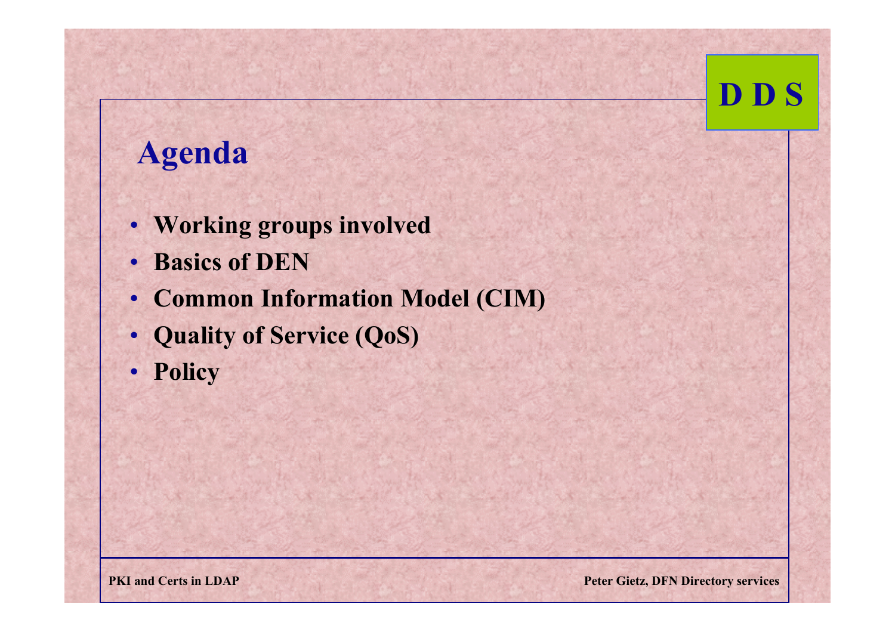# Agenda

- **Working groups involved**
- **Basics of DEN**
- **Common Information Model (CIM)**
- **Quality of Service (QoS)**
- **Policy**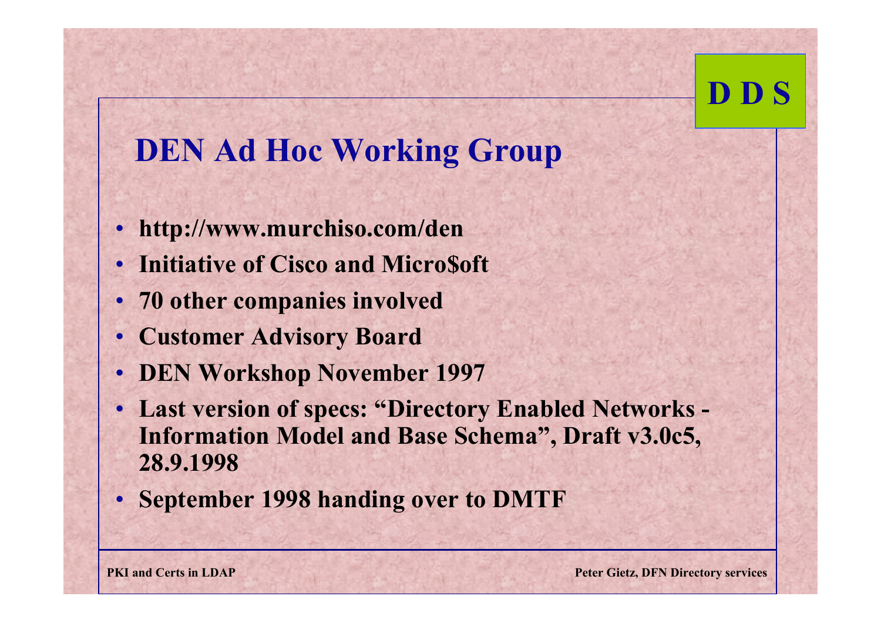# DEN Ad Hoc Working Group

- http://www.murchiso.com/den
- Initiative of Cisco and Micro$oft
- 70 other companies involved
- Customer Advisory Board
- DEN Workshop November 1997
- Last version of specs: "Directory Enabled Networks - Information Model and Base Schema", Draft v3.0c5, 28.9.1998
- September 1998 handing over to DMTF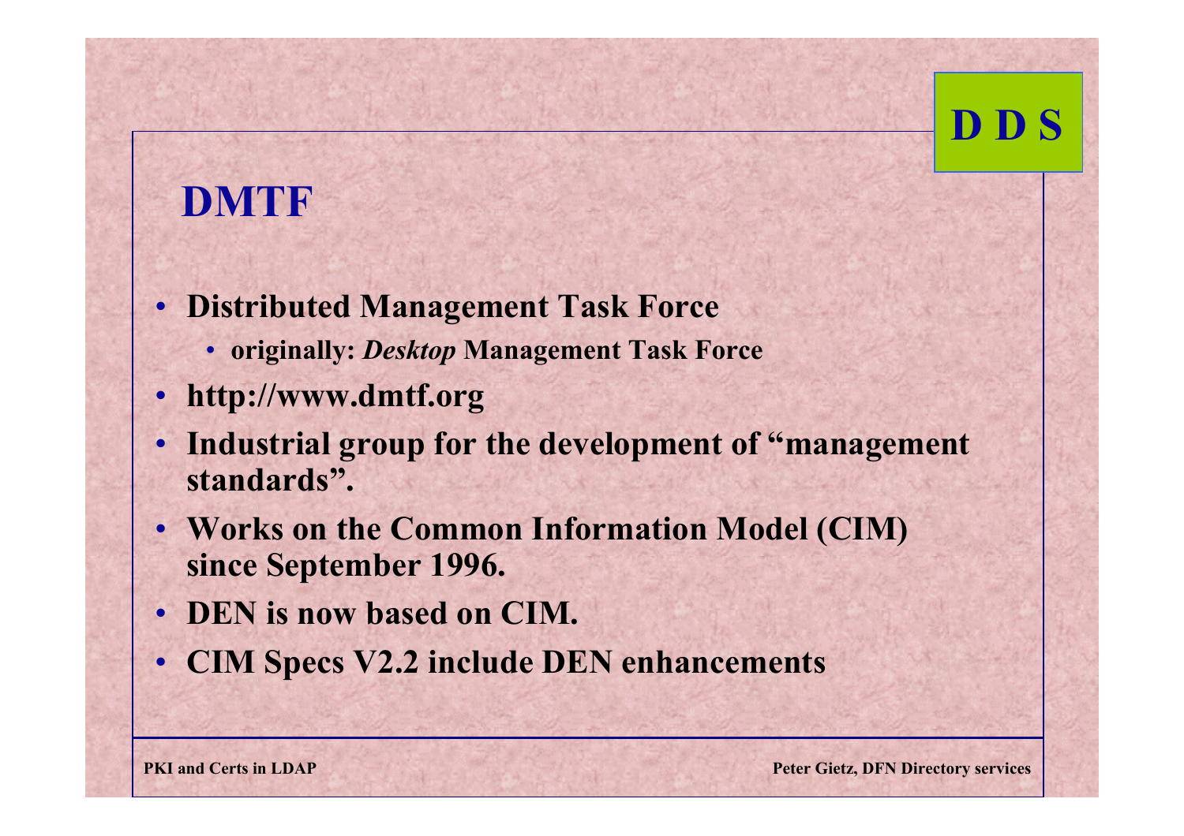## DMTF

- Distributed Management Task Force
  - originally: *Desktop* Management Task Force
- http://www.dmtf.org
- Industrial group for the development of “management standards”.
- Works on the Common Information Model (CIM) since September 1996.
- DEN is now based on CIM.
- CIM Specs V2.2 include DEN enhancements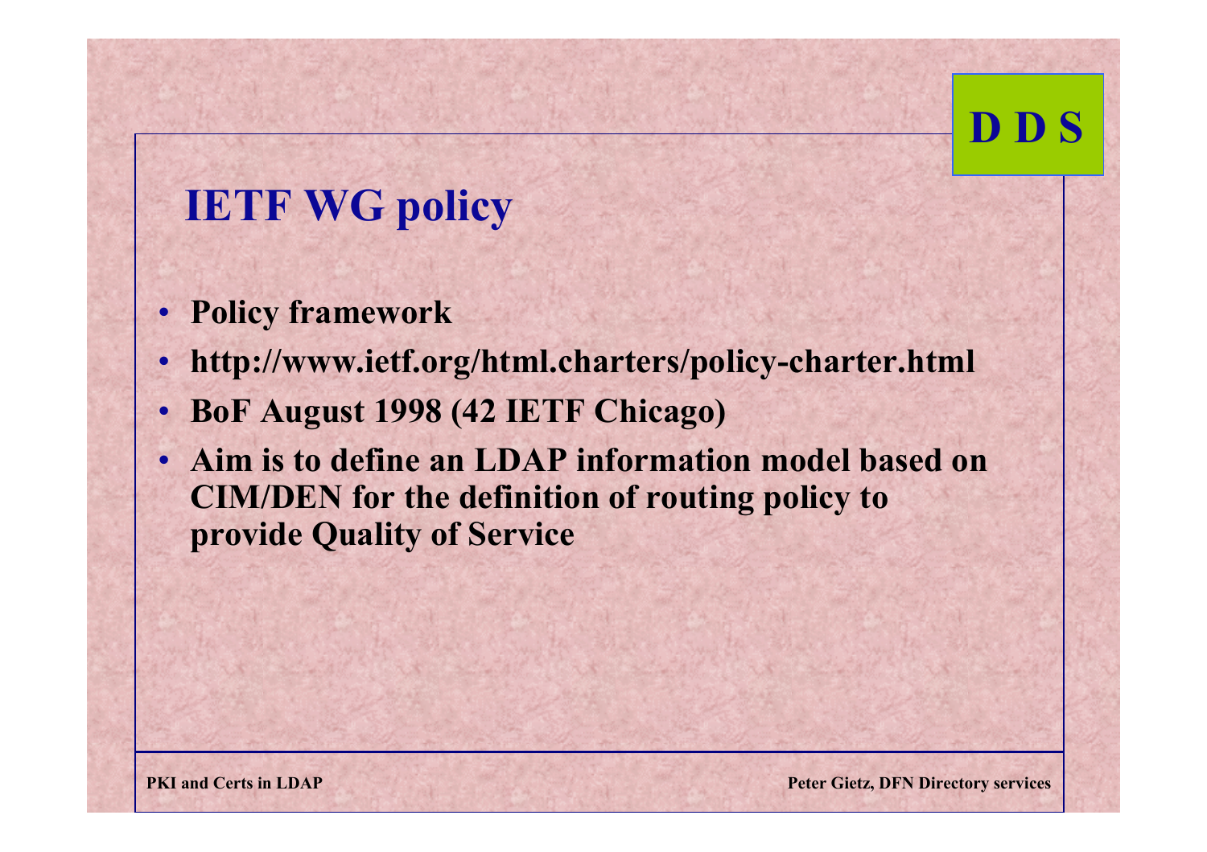# IETF WG policy

- Policy framework
- http://www.ietf.org/html.charters/policy-charter.html
- BoF August 1998 (42 IETF Chicago)
- Aim is to define an LDAP information model based on CIM/DEN for the definition of routing policy to provide Quality of Service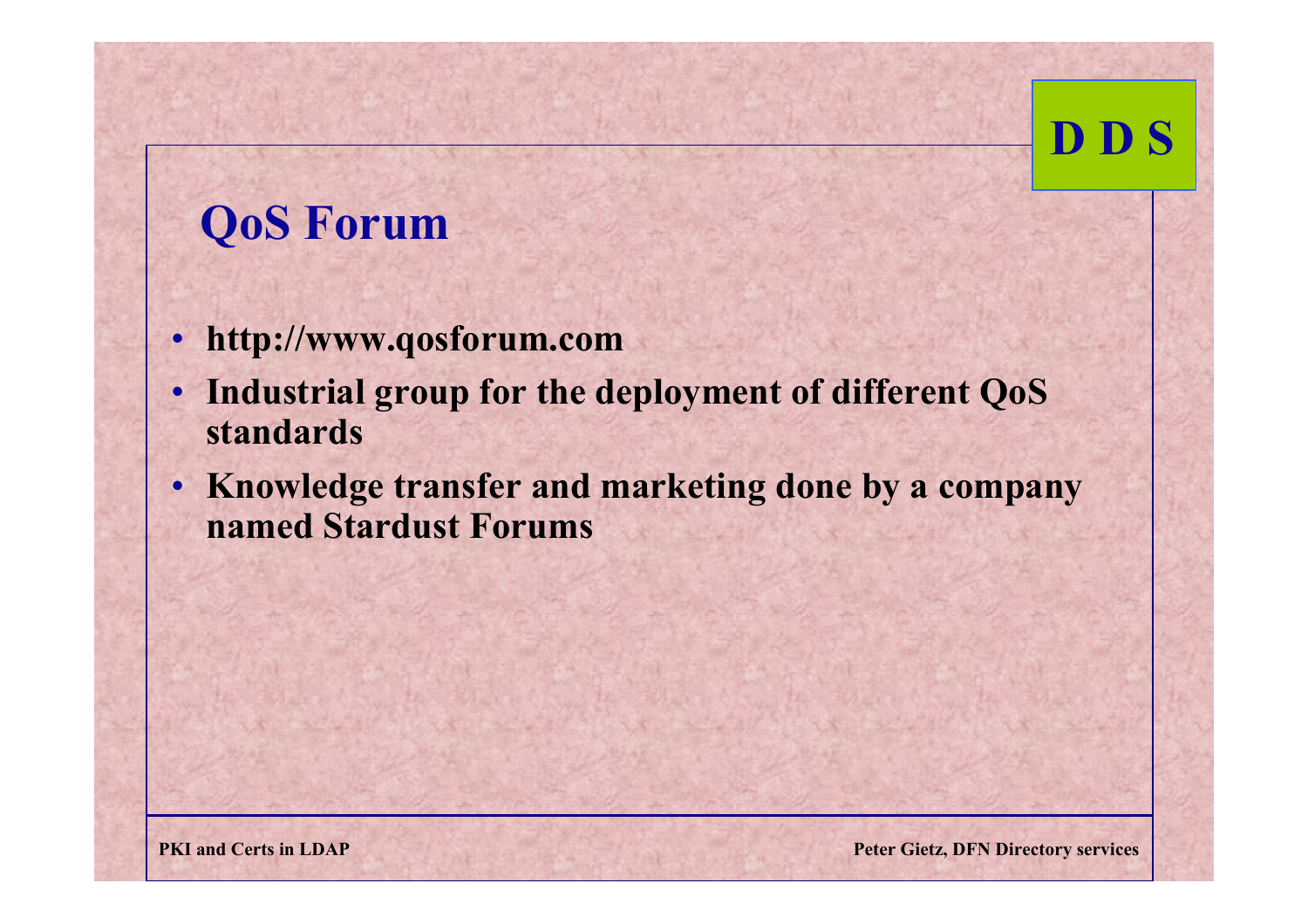## QoS Forum

- http://www.qosforum.com
- Industrial group for the deployment of different QoS standards
- Knowledge transfer and marketing done by a company named Stardust Forums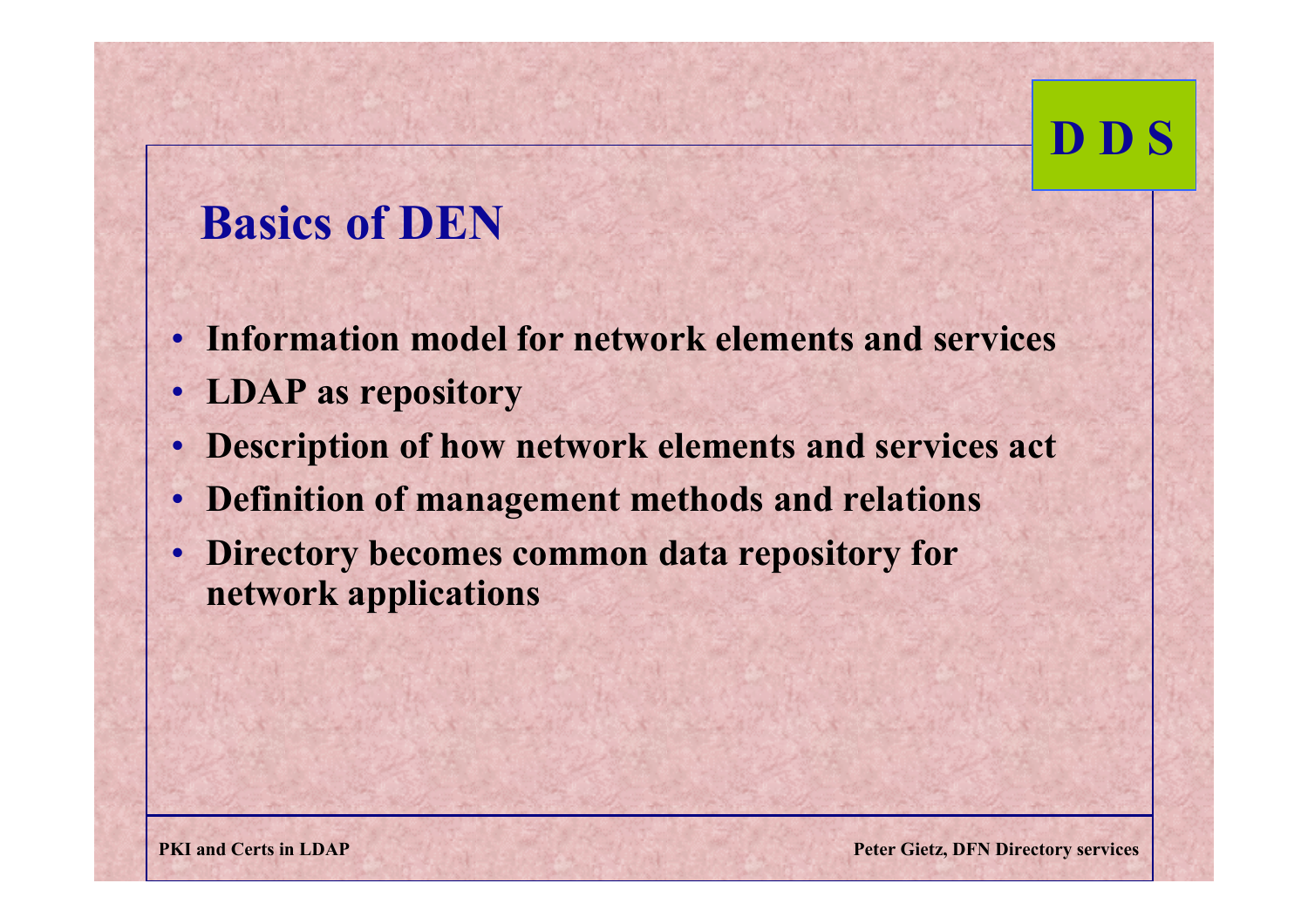# Basics of DEN

- **Information model for network elements and services**
- **LDAP as repository**
- **Description of how network elements and services act**
- **Definition of management methods and relations**
- **Directory becomes common data repository for network applications**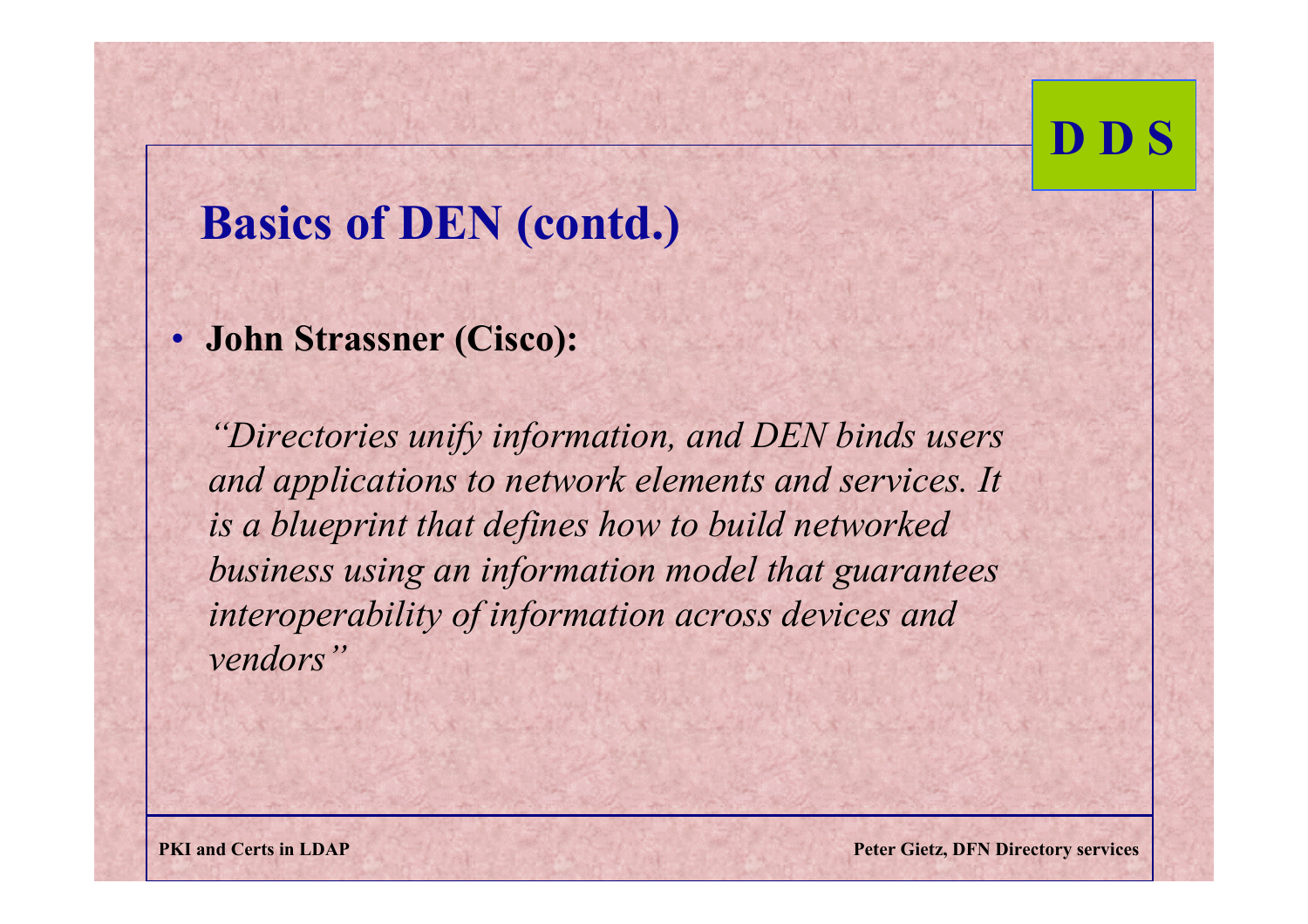## Basics of DEN (contd.)

- **John Strassner (Cisco):**

  *“Directories unify information, and DEN binds users and applications to network elements and services. It is a blueprint that defines how to build networked business using an information model that guarantees interoperability of information across devices and vendors”*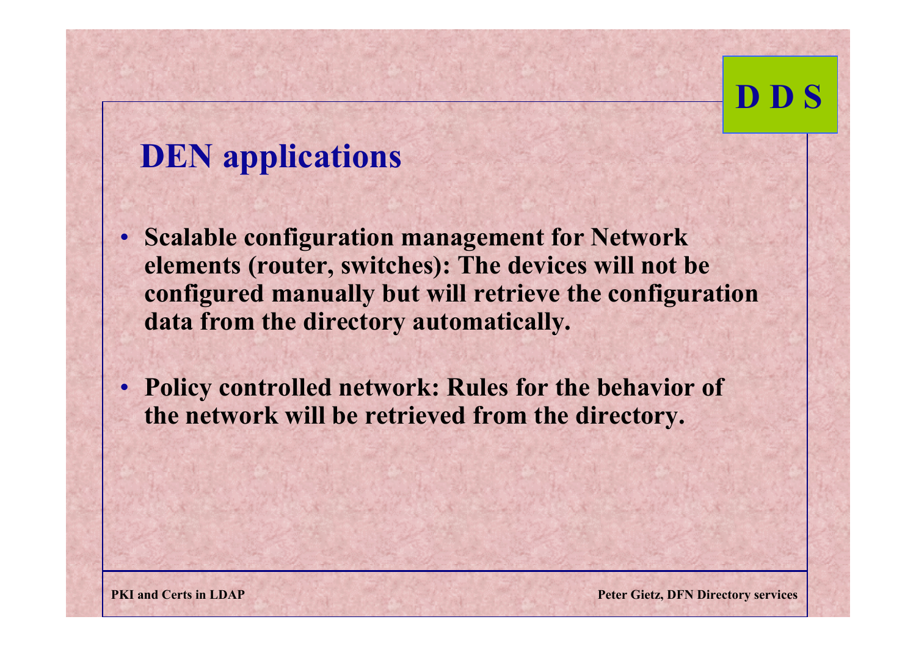## DEN applications

- **Scalable configuration management for Network elements (router, switches): The devices will not be configured manually but will retrieve the configuration data from the directory automatically.**

- **Policy controlled network: Rules for the behavior of the network will be retrieved from the directory.**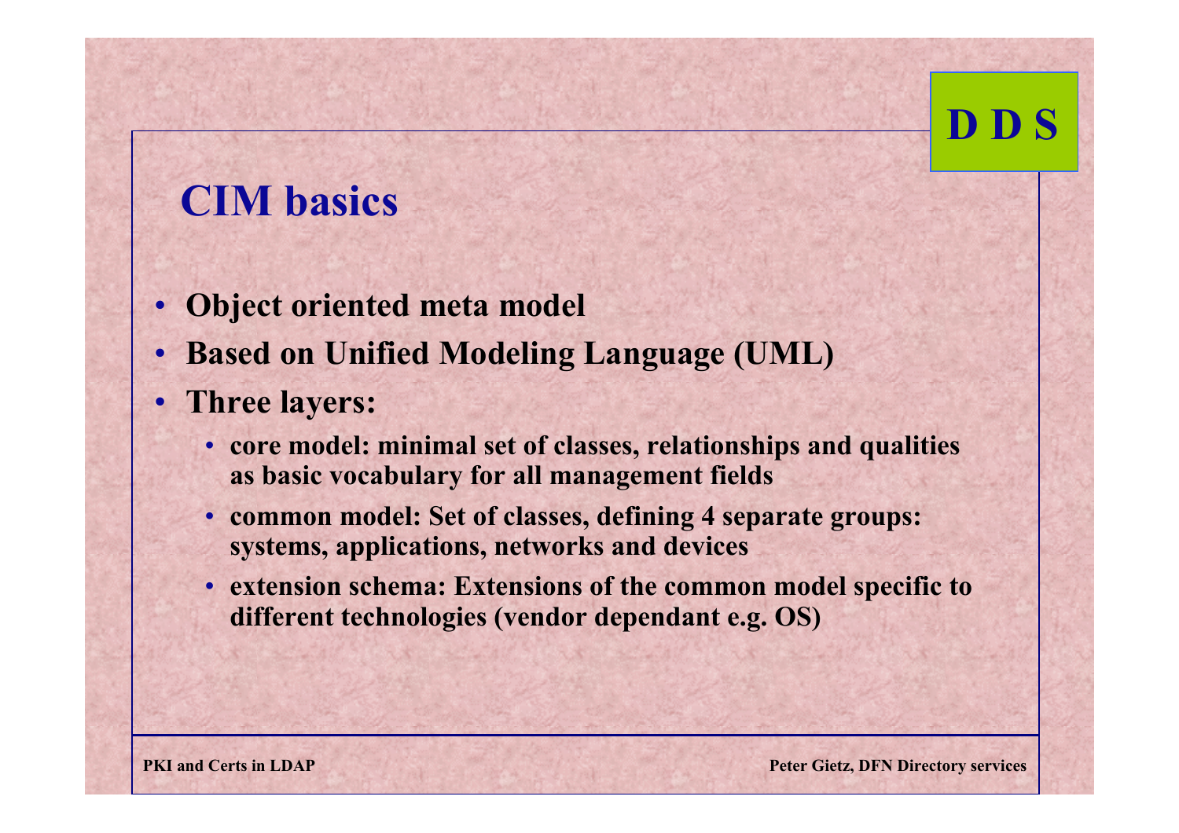## CIM basics

- Object oriented meta model
- Based on Unified Modeling Language (UML)
- Three layers:
  - core model: minimal set of classes, relationships and qualities as basic vocabulary for all management fields
  - common model: Set of classes, defining 4 separate groups: systems, applications, networks and devices
  - extension schema: Extensions of the common model specific to different technologies (vendor dependant e.g. OS)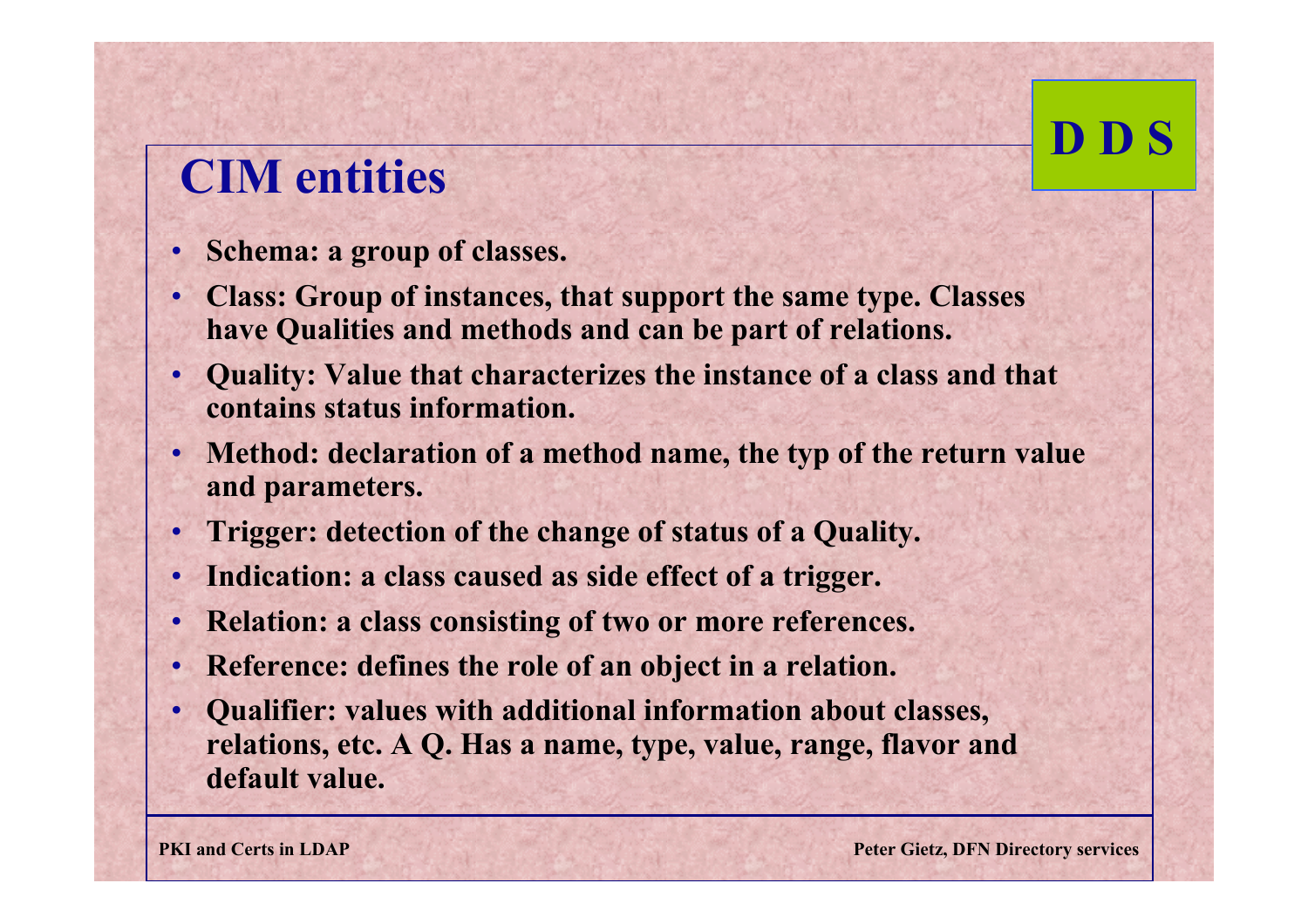# CIM entities

- **Schema: a group of classes.**
- **Class: Group of instances, that support the same type. Classes have Qualities and methods and can be part of relations.**
- **Quality: Value that characterizes the instance of a class and that contains status information.**
- **Method: declaration of a method name, the typ of the return value and parameters.**
- **Trigger: detection of the change of status of a Quality.**
- **Indication: a class caused as side effect of a trigger.**
- **Relation: a class consisting of two or more references.**
- **Reference: defines the role of an object in a relation.**
- **Qualifier: values with additional information about classes, relations, etc. A Q. Has a name, type, value, range, flavor and default value.**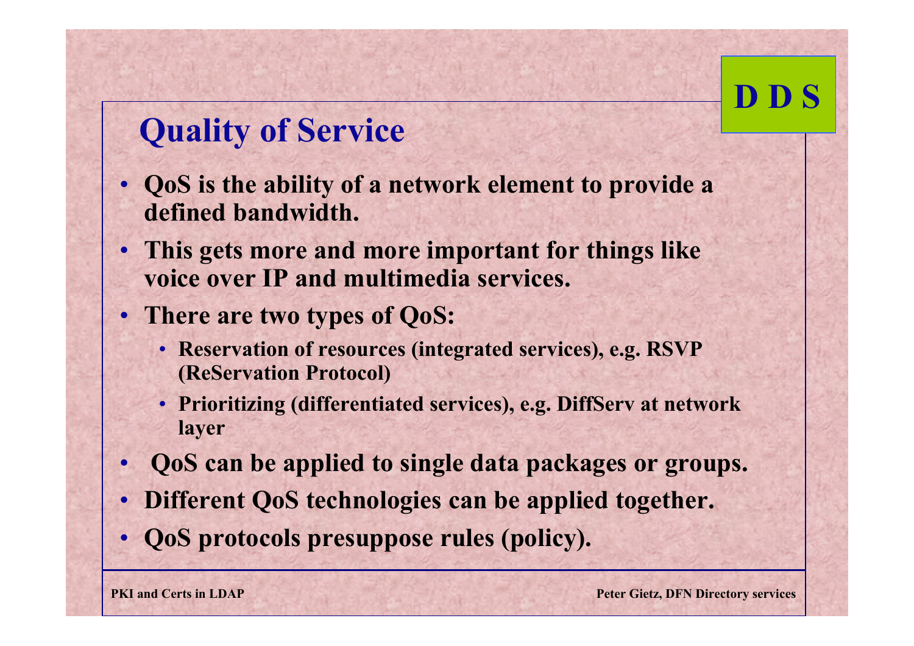## Quality of Service

- QoS is the ability of a network element to provide a defined bandwidth.
- This gets more and more important for things like voice over IP and multimedia services.
- There are two types of QoS:
  - Reservation of resources (integrated services), e.g. RSVP (ReServation Protocol)
  - Prioritizing (differentiated services), e.g. DiffServ at network layer
- QoS can be applied to single data packages or groups.
- Different QoS technologies can be applied together.
- QoS protocols presuppose rules (policy).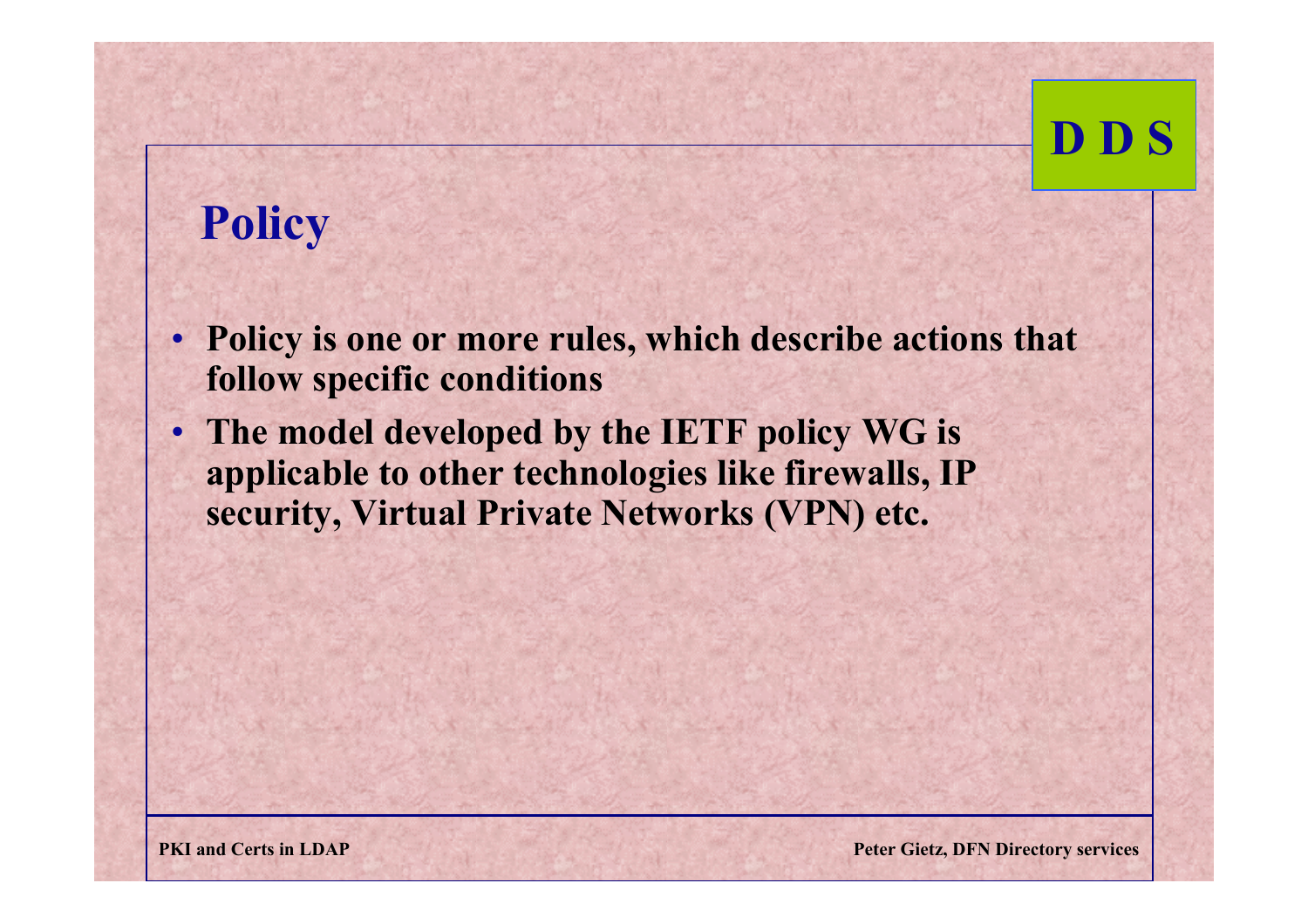# Policy

- **Policy is one or more rules, which describe actions that follow specific conditions**
- **The model developed by the IETF policy WG is applicable to other technologies like firewalls, IP security, Virtual Private Networks (VPN) etc.**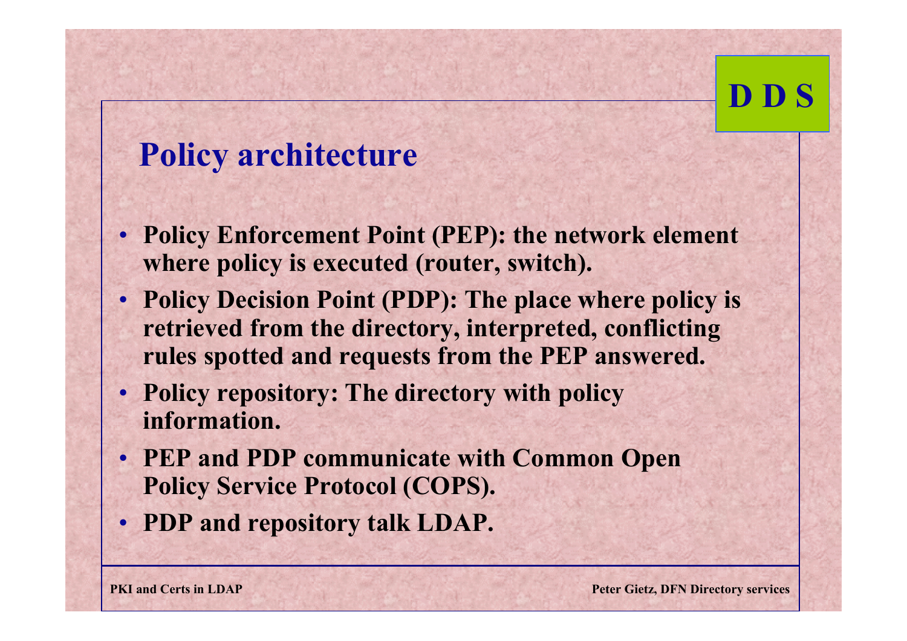## Policy architecture

- **Policy Enforcement Point (PEP): the network element where policy is executed (router, switch).**
- **Policy Decision Point (PDP): The place where policy is retrieved from the directory, interpreted, conflicting rules spotted and requests from the PEP answered.**
- **Policy repository: The directory with policy information.**
- **PEP and PDP communicate with Common Open Policy Service Protocol (COPS).**
- **PDP and repository talk LDAP.**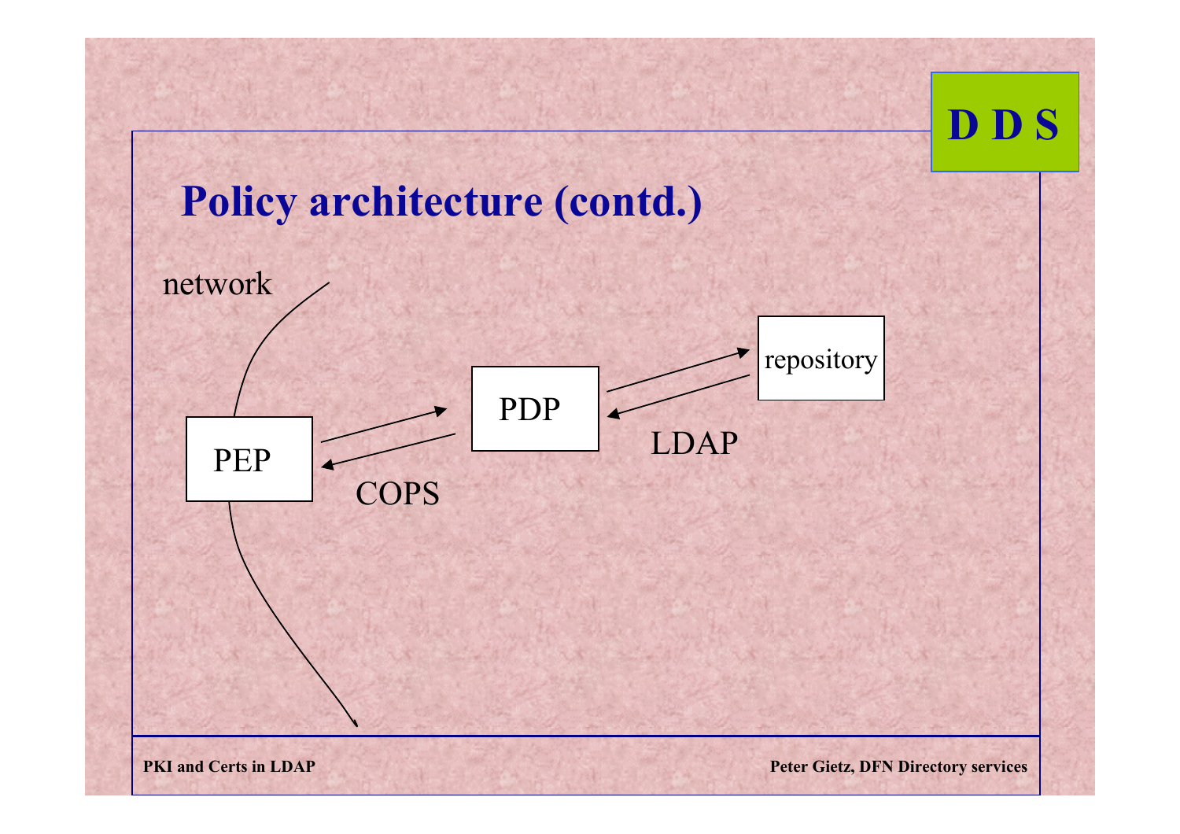## Policy architecture (contd.)

network

PEP

COPS

PDP

LDAP

repository